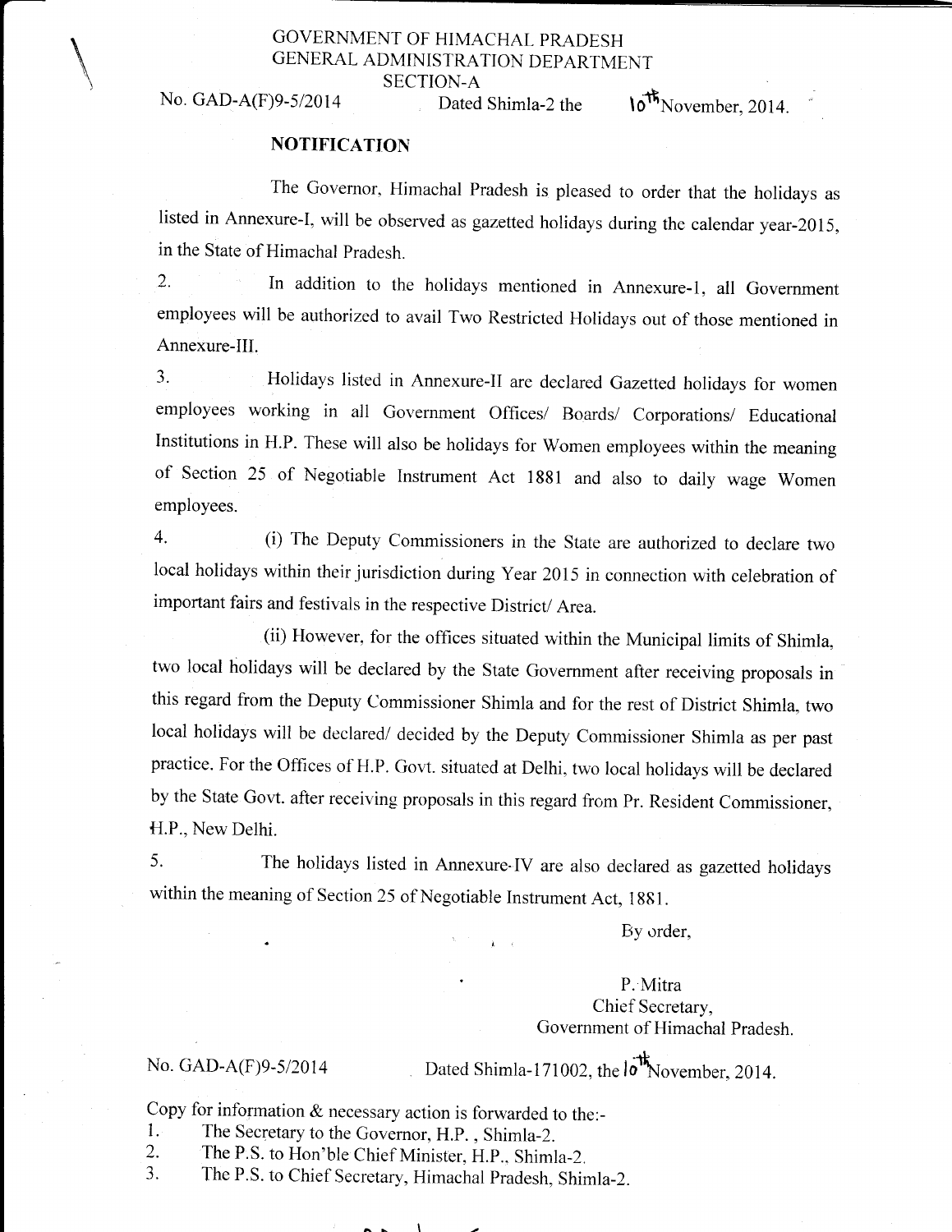GOVERNMENT OF HIMACHAL PRADESH
GENERAL ADMINISTRATION DEPARTMENT
SECTION-A

No. GAD-A(F)9-5/2014 Dated Shimla-2 the 10th November, 2014.

## NOTIFICATION

The Governor, Himachal Pradesh is pleased to order that the holidays as listed in Annexure-I, will be observed as gazetted holidays during the calendar year-2015, in the State of Himachal Pradesh.

2. In addition to the holidays mentioned in Annexure-1, all Government employees will be authorized to avail Two Restricted Holidays out of those mentioned in Annexure-III.

3. Holidays listed in Annexure-II are declared Gazetted holidays for women employees working in all Government Offices/ Boards/ Corporations/ Educational Institutions in H.P. These will also be holidays for Women employees within the meaning of Section 25 of Negotiable Instrument Act 1881 and also to daily wage Women employees.

4. (i) The Deputy Commissioners in the State are authorized to declare two local holidays within their jurisdiction during Year 2015 in connection with celebration of important fairs and festivals in the respective District/ Area.

(ii) However, for the offices situated within the Municipal limits of Shimla, two local holidays will be declared by the State Government after receiving proposals in this regard from the Deputy Commissioner Shimla and for the rest of District Shimla, two local holidays will be declared/ decided by the Deputy Commissioner Shimla as per past practice. For the Offices of H.P. Govt. situated at Delhi, two local holidays will be declared by the State Govt. after receiving proposals in this regard from Pr. Resident Commissioner, H.P., New Delhi.

5. The holidays listed in Annexure-IV are also declared as gazetted holidays within the meaning of Section 25 of Negotiable Instrument Act, 1881.

By order,

P. Mitra
Chief Secretary,
Government of Himachal Pradesh.

No. GAD-A(F)9-5/2014 Dated Shimla-171002, the 10th November, 2014.

Copy for information & necessary action is forwarded to the:-

1. The Secretary to the Governor, H.P., Shimla-2.
2. The P.S. to Hon'ble Chief Minister, H.P., Shimla-2.
3. The P.S. to Chief Secretary, Himachal Pradesh, Shimla-2.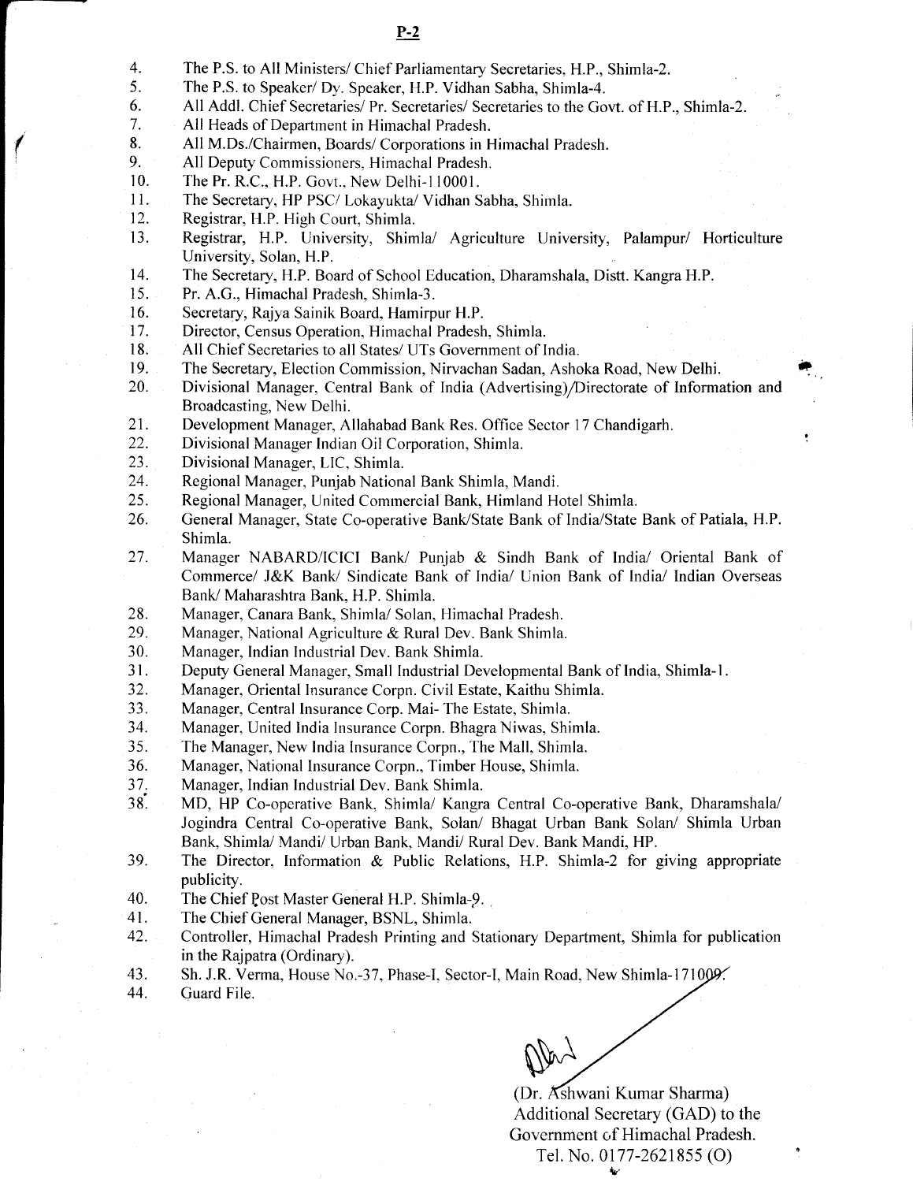4. The P.S. to All Ministers/ Chief Parliamentary Secretaries, H.P., Shimla-2.
5. The P.S. to Speaker/ Dy. Speaker, H.P. Vidhan Sabha, Shimla-4.
6. All Addl. Chief Secretaries/ Pr. Secretaries/ Secretaries to the Govt. of H.P., Shimla-2.
7. All Heads of Department in Himachal Pradesh.
8. All M.Ds./Chairmen, Boards/ Corporations in Himachal Pradesh.
9. All Deputy Commissioners, Himachal Pradesh.
10. The Pr. R.C., H.P. Govt., New Delhi-110001.
11. The Secretary, HP PSC/ Lokayukta/ Vidhan Sabha, Shimla.
12. Registrar, H.P. High Court, Shimla.
13. Registrar, H.P. University, Shimla/ Agriculture University, Palampur/ Horticulture University, Solan, H.P.
14. The Secretary, H.P. Board of School Education, Dharamshala, Distt. Kangra H.P.
15. Pr. A.G., Himachal Pradesh, Shimla-3.
16. Secretary, Rajya Sainik Board, Hamirpur H.P.
17. Director, Census Operation, Himachal Pradesh, Shimla.
18. All Chief Secretaries to all States/ UTs Government of India.
19. The Secretary, Election Commission, Nirvachan Sadan, Ashoka Road, New Delhi.
20. Divisional Manager, Central Bank of India (Advertising)/Directorate of Information and Broadcasting, New Delhi.
21. Development Manager, Allahabad Bank Res. Office Sector 17 Chandigarh.
22. Divisional Manager Indian Oil Corporation, Shimla.
23. Divisional Manager, LIC, Shimla.
24. Regional Manager, Punjab National Bank Shimla, Mandi.
25. Regional Manager, United Commercial Bank, Himland Hotel Shimla.
26. General Manager, State Co-operative Bank/State Bank of India/State Bank of Patiala, H.P. Shimla.
27. Manager NABARD/ICICI Bank/ Punjab & Sindh Bank of India/ Oriental Bank of Commerce/ J&K Bank/ Sindicate Bank of India/ Union Bank of India/ Indian Overseas Bank/ Maharashtra Bank, H.P. Shimla.
28. Manager, Canara Bank, Shimla/ Solan, Himachal Pradesh.
29. Manager, National Agriculture & Rural Dev. Bank Shimla.
30. Manager, Indian Industrial Dev. Bank Shimla.
31. Deputy General Manager, Small Industrial Developmental Bank of India, Shimla-1.
32. Manager, Oriental Insurance Corpn. Civil Estate, Kaithu Shimla.
33. Manager, Central Insurance Corp. Mai- The Estate, Shimla.
34. Manager, United India Insurance Corpn. Bhagra Niwas, Shimla.
35. The Manager, New India Insurance Corpn., The Mall, Shimla.
36. Manager, National Insurance Corpn., Timber House, Shimla.
37. Manager, Indian Industrial Dev. Bank Shimla.
38. MD, HP Co-operative Bank, Shimla/ Kangra Central Co-operative Bank, Dharamshala/ Jogindra Central Co-operative Bank, Solan/ Bhagat Urban Bank Solan/ Shimla Urban Bank, Shimla/ Mandi/ Urban Bank, Mandi/ Rural Dev. Bank Mandi, HP.
39. The Director, Information & Public Relations, H.P. Shimla-2 for giving appropriate publicity.
40. The Chief Post Master General H.P. Shimla-9.
41. The Chief General Manager, BSNL, Shimla.
42. Controller, Himachal Pradesh Printing and Stationary Department, Shimla for publication in the Rajpatra (Ordinary).
43. Sh. J.R. Verma, House No.-37, Phase-I, Sector-I, Main Road, New Shimla-171009.
44. Guard File.

(Dr. Ashwani Kumar Sharma)
Additional Secretary (GAD) to the
Government of Himachal Pradesh.
Tel. No. 0177-2621855 (O)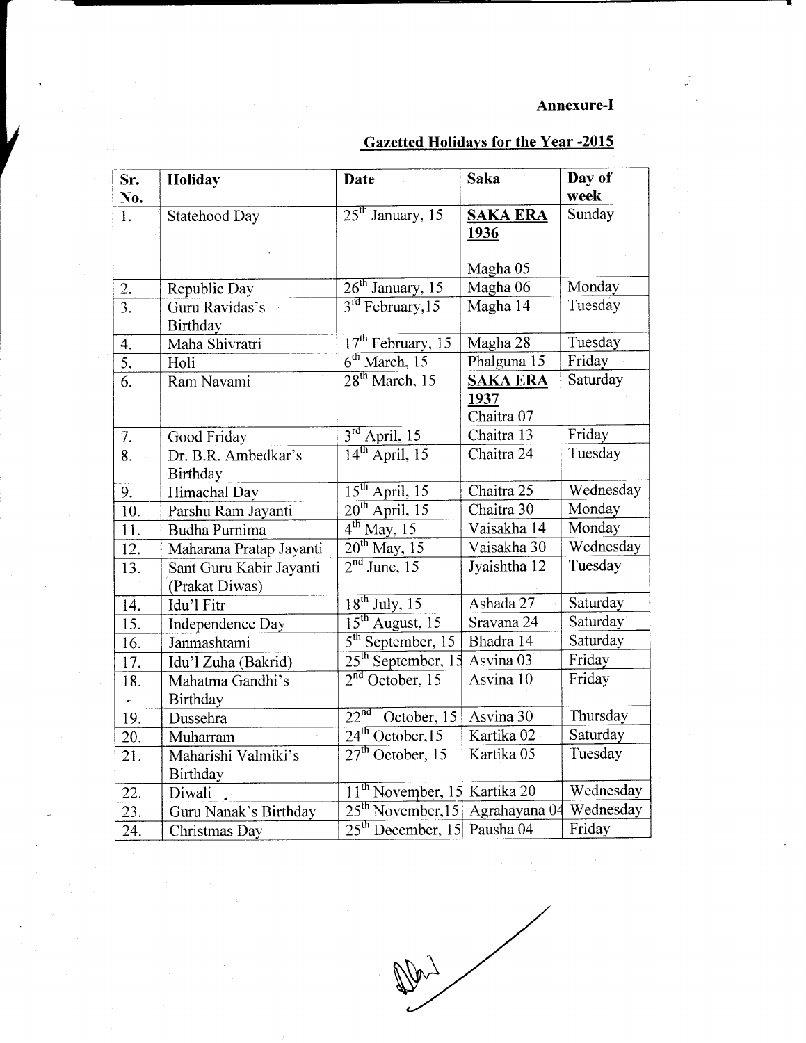**Annexure-I**

## Gazetted Holidays for the Year -2015

| Sr. No. | Holiday | Date | Saka | Day of week |
|---|---|---|---|---|
| 1. | Statehood Day | 25th January, 15 | **SAKA ERA 1936** Magha 05 | Sunday |
| 2. | Republic Day | 26th January, 15 | Magha 06 | Monday |
| 3. | Guru Ravidas's Birthday | 3rd February,15 | Magha 14 | Tuesday |
| 4. | Maha Shivratri | 17th February, 15 | Magha 28 | Tuesday |
| 5. | Holi | 6th March, 15 | Phalguna 15 | Friday |
| 6. | Ram Navami | 28th March, 15 | **SAKA ERA 1937** Chaitra 07 | Saturday |
| 7. | Good Friday | 3rd April, 15 | Chaitra 13 | Friday |
| 8. | Dr. B.R. Ambedkar's Birthday | 14th April, 15 | Chaitra 24 | Tuesday |
| 9. | Himachal Day | 15th April, 15 | Chaitra 25 | Wednesday |
| 10. | Parshu Ram Jayanti | 20th April, 15 | Chaitra 30 | Monday |
| 11. | Budha Purnima | 4th May, 15 | Vaisakha 14 | Monday |
| 12. | Maharana Pratap Jayanti | 20th May, 15 | Vaisakha 30 | Wednesday |
| 13. | Sant Guru Kabir Jayanti (Prakat Diwas) | 2nd June, 15 | Jyaishtha 12 | Tuesday |
| 14. | Idu'l Fitr | 18th July, 15 | Ashada 27 | Saturday |
| 15. | Independence Day | 15th August, 15 | Sravana 24 | Saturday |
| 16. | Janmashtami | 5th September, 15 | Bhadra 14 | Saturday |
| 17. | Idu'l Zuha (Bakrid) | 25th September, 15 | Asvina 03 | Friday |
| 18. | Mahatma Gandhi's Birthday | 2nd October, 15 | Asvina 10 | Friday |
| 19. | Dussehra | 22nd October, 15 | Asvina 30 | Thursday |
| 20. | Muharram | 24th October,15 | Kartika 02 | Saturday |
| 21. | Maharishi Valmiki's Birthday | 27th October, 15 | Kartika 05 | Tuesday |
| 22. | Diwali | 11th November, 15 | Kartika 20 | Wednesday |
| 23. | Guru Nanak's Birthday | 25th November,15 | Agrahayana 04 | Wednesday |
| 24. | Christmas Day | 25th December, 15 | Pausha 04 | Friday |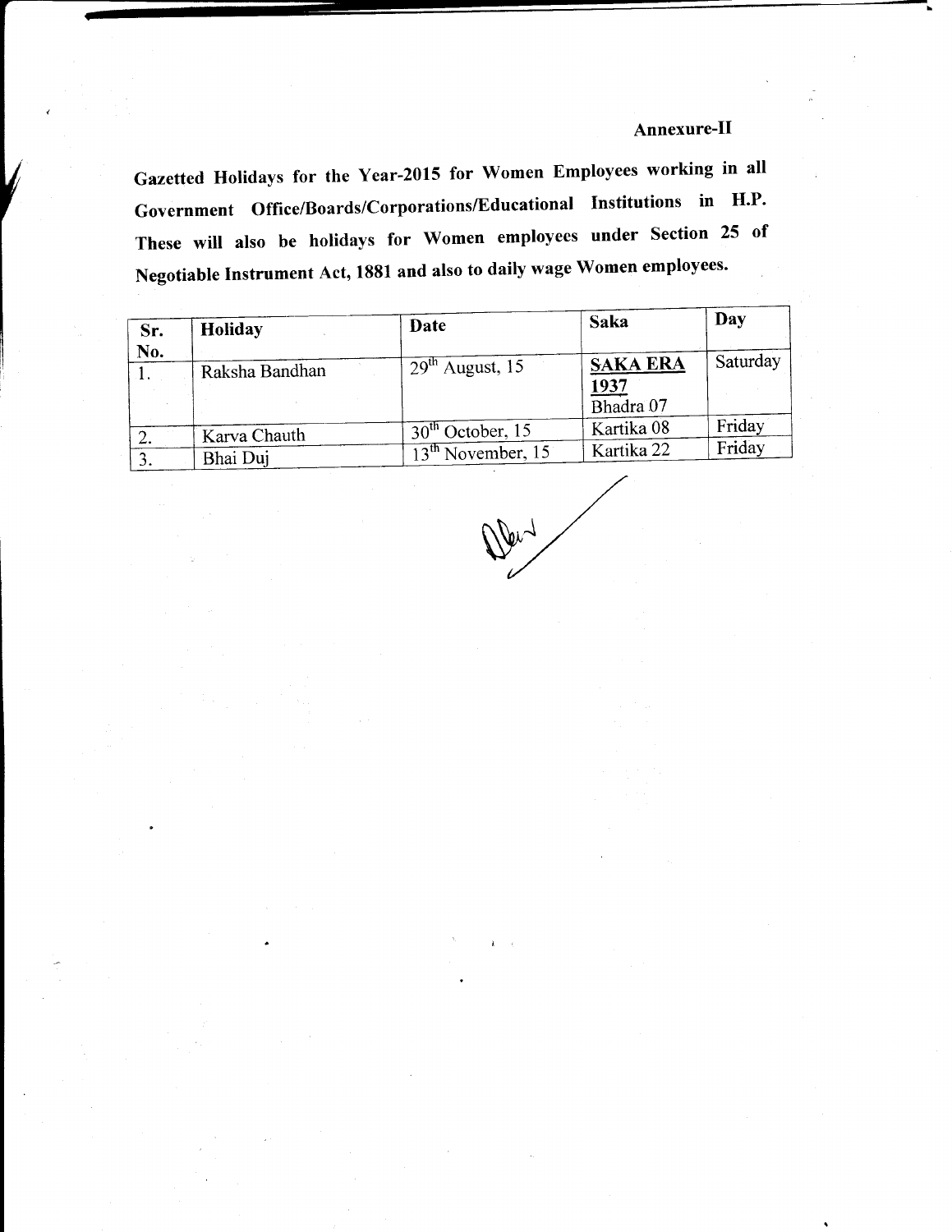**Annexure-II**

**Gazetted Holidays for the Year-2015 for Women Employees working in all Government Office/Boards/Corporations/Educational Institutions in H.P. These will also be holidays for Women employees under Section 25 of Negotiable Instrument Act, 1881 and also to daily wage Women employees.**

| Sr. No. | Holiday | Date | Saka | Day |
|---|---|---|---|---|
| 1. | Raksha Bandhan | 29th August, 15 | **SAKA ERA 1937** Bhadra 07 | Saturday |
| 2. | Karva Chauth | 30th October, 15 | Kartika 08 | Friday |
| 3. | Bhai Duj | 13th November, 15 | Kartika 22 | Friday |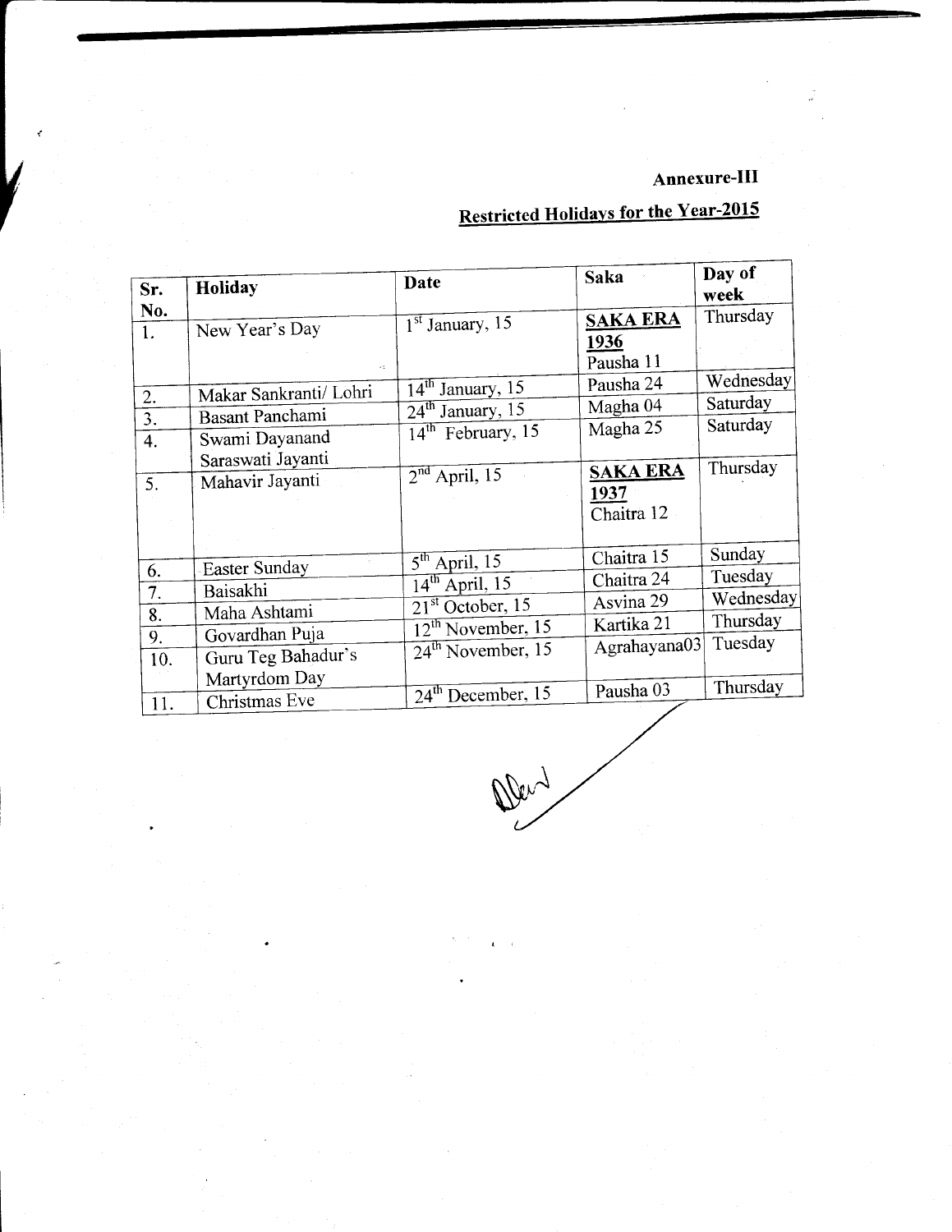**Annexure-III**

## Restricted Holidays for the Year-2015

| Sr. No. | Holiday | Date | Saka | Day of week |
|---|---|---|---|---|
| 1. | New Year's Day | 1st January, 15 | **SAKA ERA 1936** Pausha 11 | Thursday |
| 2. | Makar Sankranti/ Lohri | 14th January, 15 | Pausha 24 | Wednesday |
| 3. | Basant Panchami | 24th January, 15 | Magha 04 | Saturday |
| 4. | Swami Dayanand Saraswati Jayanti | 14th February, 15 | Magha 25 | Saturday |
| 5. | Mahavir Jayanti | 2nd April, 15 | **SAKA ERA 1937** Chaitra 12 | Thursday |
| 6. | Easter Sunday | 5th April, 15 | Chaitra 15 | Sunday |
| 7. | Baisakhi | 14th April, 15 | Chaitra 24 | Tuesday |
| 8. | Maha Ashtami | 21st October, 15 | Asvina 29 | Wednesday |
| 9. | Govardhan Puja | 12th November, 15 | Kartika 21 | Thursday |
| 10. | Guru Teg Bahadur's Martyrdom Day | 24th November, 15 | Agrahayana03 | Tuesday |
| 11. | Christmas Eve | 24th December, 15 | Pausha 03 | Thursday |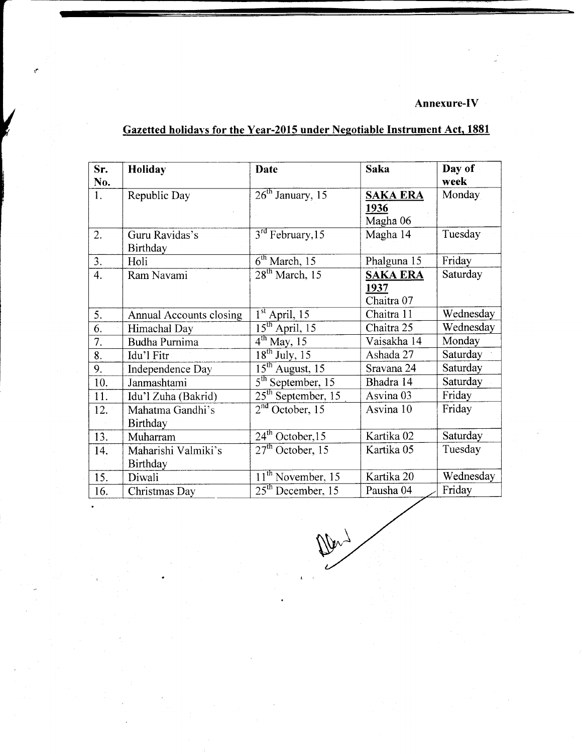**Annexure-IV**

## Gazetted holidays for the Year-2015 under Negotiable Instrument Act, 1881

| Sr. No. | Holiday | Date | Saka | Day of week |
|---|---|---|---|---|
| 1. | Republic Day | 26th January, 15 | **SAKA ERA 1936** Magha 06 | Monday |
| 2. | Guru Ravidas's Birthday | 3rd February, 15 | Magha 14 | Tuesday |
| 3. | Holi | 6th March, 15 | Phalguna 15 | Friday |
| 4. | Ram Navami | 28th March, 15 | **SAKA ERA 1937** Chaitra 07 | Saturday |
| 5. | Annual Accounts closing | 1st April, 15 | Chaitra 11 | Wednesday |
| 6. | Himachal Day | 15th April, 15 | Chaitra 25 | Wednesday |
| 7. | Budha Purnima | 4th May, 15 | Vaisakha 14 | Monday |
| 8. | Idu'l Fitr | 18th July, 15 | Ashada 27 | Saturday |
| 9. | Independence Day | 15th August, 15 | Sravana 24 | Saturday |
| 10. | Janmashtami | 5th September, 15 | Bhadra 14 | Saturday |
| 11. | Idu'l Zuha (Bakrid) | 25th September, 15 | Asvina 03 | Friday |
| 12. | Mahatma Gandhi's Birthday | 2nd October, 15 | Asvina 10 | Friday |
| 13. | Muharram | 24th October, 15 | Kartika 02 | Saturday |
| 14. | Maharishi Valmiki's Birthday | 27th October, 15 | Kartika 05 | Tuesday |
| 15. | Diwali | 11th November, 15 | Kartika 20 | Wednesday |
| 16. | Christmas Day | 25th December, 15 | Pausha 04 | Friday |